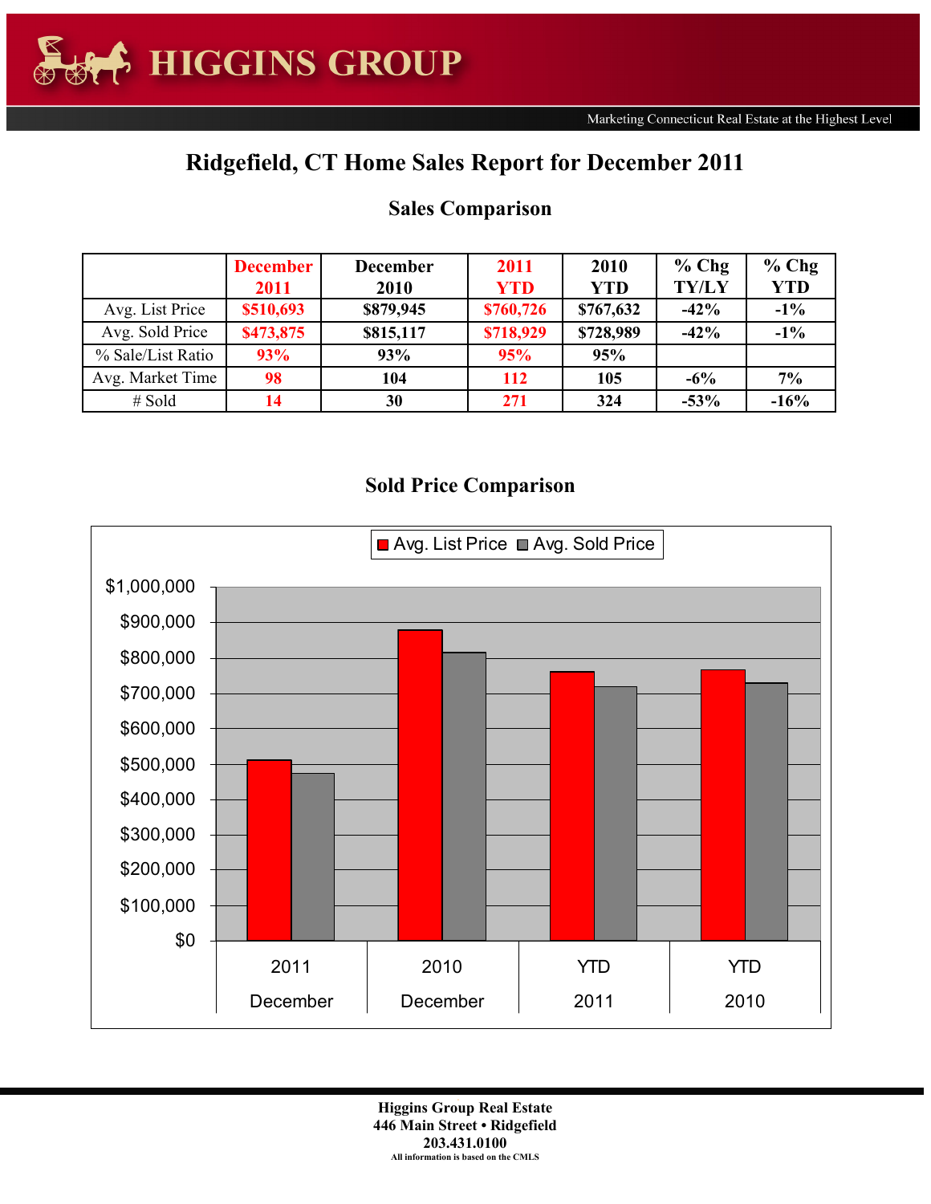# HIGGINS GROUP

Marketing Connecticut Real Estate at the Highest Level

## Ridgefield, CT Home Sales Report for December 2011

### Sales Comparison

| | December 2011 | December 2010 | 2011 YTD | 2010 YTD | % Chg TY/LY | % Chg YTD |
|---|---|---|---|---|---|---|
| Avg. List Price | $510,693 | $879,945 | $760,726 | $767,632 | -42% | -1% |
| Avg. Sold Price | $473,875 | $815,117 | $718,929 | $728,989 | -42% | -1% |
| % Sale/List Ratio | 93% | 93% | 95% | 95% | | |
| Avg. Market Time | 98 | 104 | 112 | 105 | -6% | 7% |
| # Sold | 14 | 30 | 271 | 324 | -53% | -16% |

### Sold Price Comparison

| | 2011 December | 2010 December | YTD 2011 | YTD 2010 |
|---|---|---|---|---|
| Avg. List Price | $510,693 | $879,945 | $760,726 | $767,632 |
| Avg. Sold Price | $473,875 | $815,117 | $718,929 | $728,989 |

**Higgins Group Real Estate**
**446 Main Street • Ridgefield**
**203.431.0100**
**All information is based on the CMLS**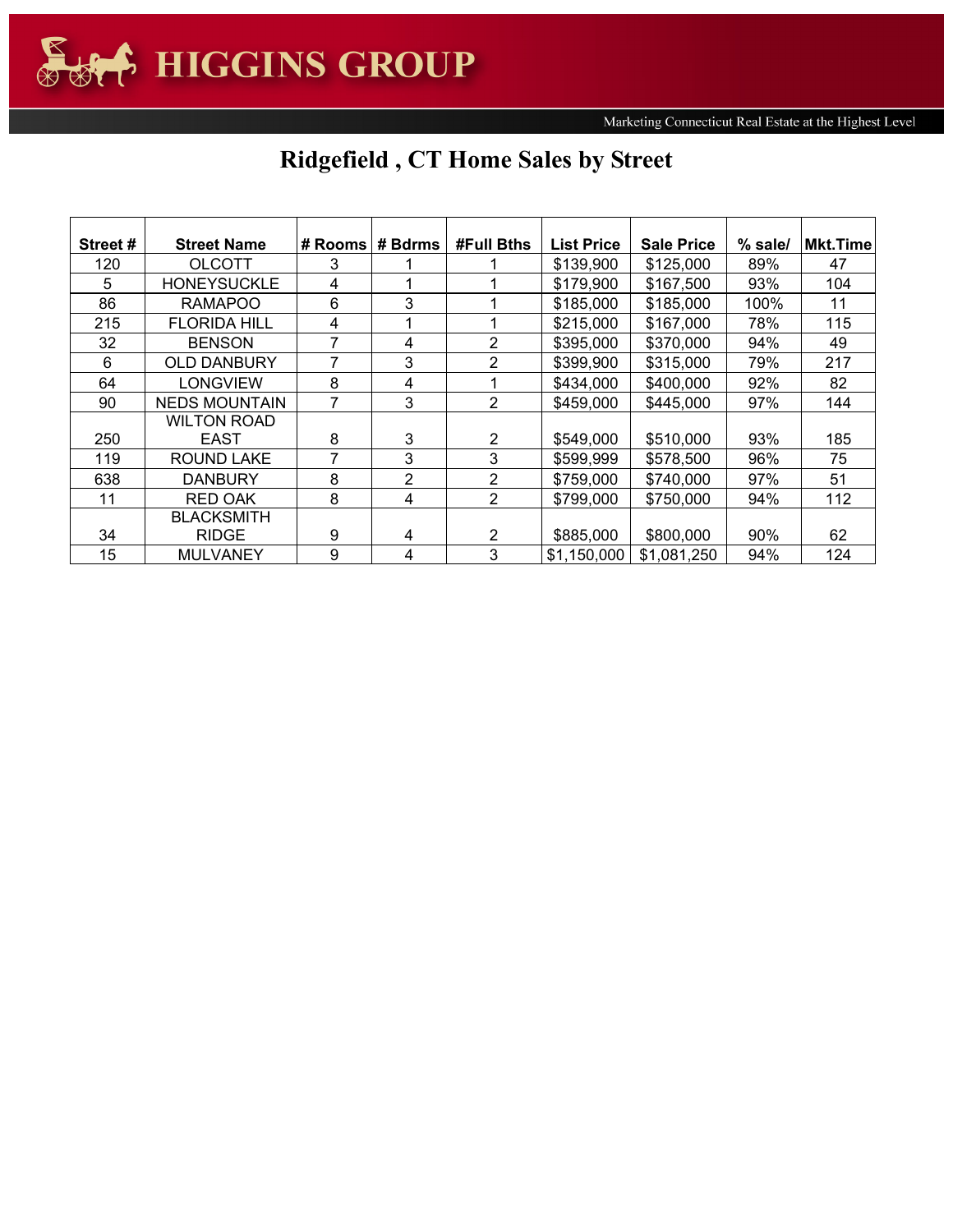# HIGGINS GROUP

Marketing Connecticut Real Estate at the Highest Level

## Ridgefield , CT Home Sales by Street

| Street # | Street Name | # Rooms | # Bdrms | #Full Bths | List Price | Sale Price | % sale/ | Mkt.Time |
|---|---|---|---|---|---|---|---|---|
| 120 | OLCOTT | 3 | 1 | 1 | $139,900 | $125,000 | 89% | 47 |
| 5 | HONEYSUCKLE | 4 | 1 | 1 | $179,900 | $167,500 | 93% | 104 |
| 86 | RAMAPOO | 6 | 3 | 1 | $185,000 | $185,000 | 100% | 11 |
| 215 | FLORIDA HILL | 4 | 1 | 1 | $215,000 | $167,000 | 78% | 115 |
| 32 | BENSON | 7 | 4 | 2 | $395,000 | $370,000 | 94% | 49 |
| 6 | OLD DANBURY | 7 | 3 | 2 | $399,900 | $315,000 | 79% | 217 |
| 64 | LONGVIEW | 8 | 4 | 1 | $434,000 | $400,000 | 92% | 82 |
| 90 | NEDS MOUNTAIN | 7 | 3 | 2 | $459,000 | $445,000 | 97% | 144 |
| 250 | WILTON ROAD EAST | 8 | 3 | 2 | $549,000 | $510,000 | 93% | 185 |
| 119 | ROUND LAKE | 7 | 3 | 3 | $599,999 | $578,500 | 96% | 75 |
| 638 | DANBURY | 8 | 2 | 2 | $759,000 | $740,000 | 97% | 51 |
| 11 | RED OAK | 8 | 4 | 2 | $799,000 | $750,000 | 94% | 112 |
| 34 | BLACKSMITH RIDGE | 9 | 4 | 2 | $885,000 | $800,000 | 90% | 62 |
| 15 | MULVANEY | 9 | 4 | 3 | $1,150,000 | $1,081,250 | 94% | 124 |